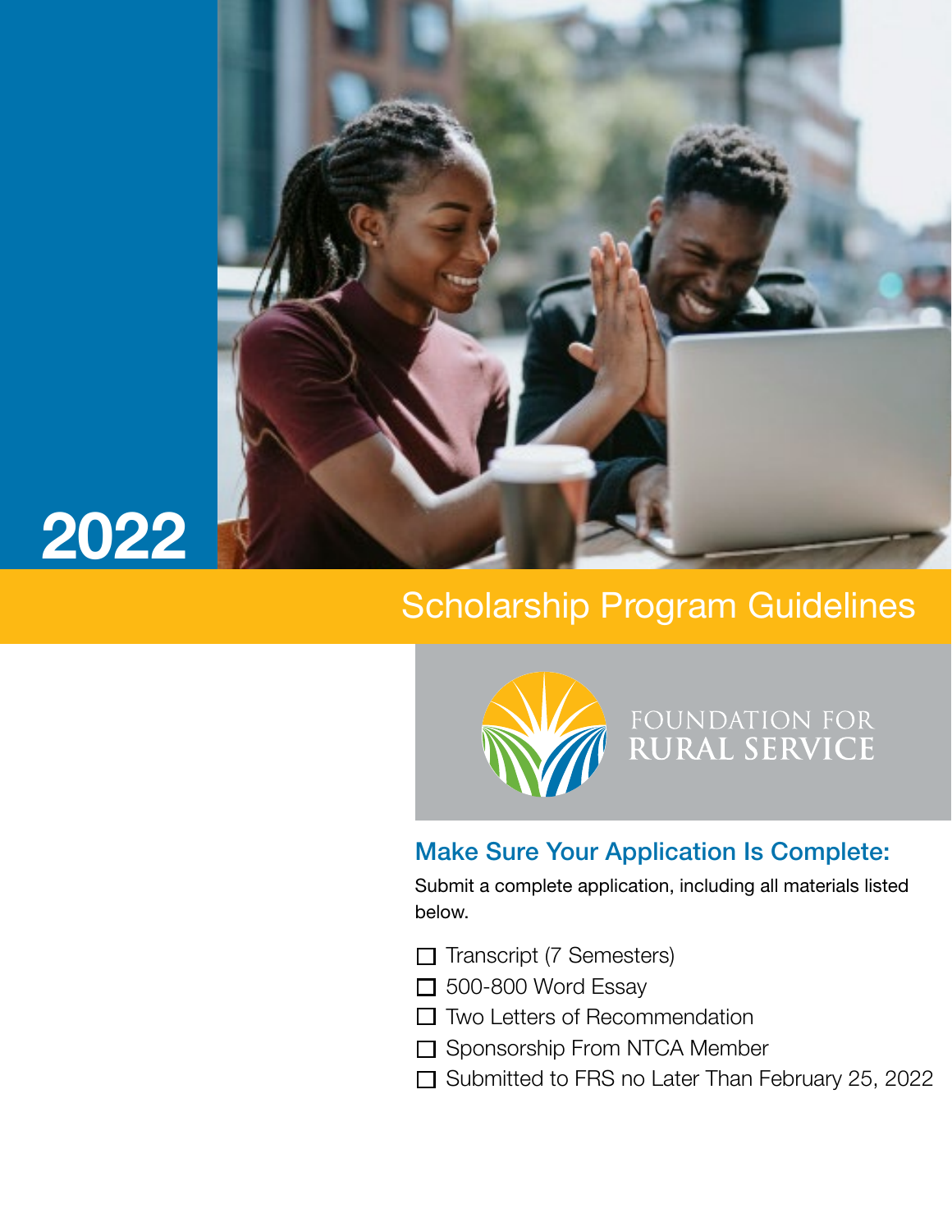2022

# Scholarship Program Guidelines

FOUNDATION FOR
RURAL SERVICE

## Make Sure Your Application Is Complete:

Submit a complete application, including all materials listed below.

- ☐ Transcript (7 Semesters)
- ☐ 500-800 Word Essay
- ☐ Two Letters of Recommendation
- ☐ Sponsorship From NTCA Member
- ☐ Submitted to FRS no Later Than February 25, 2022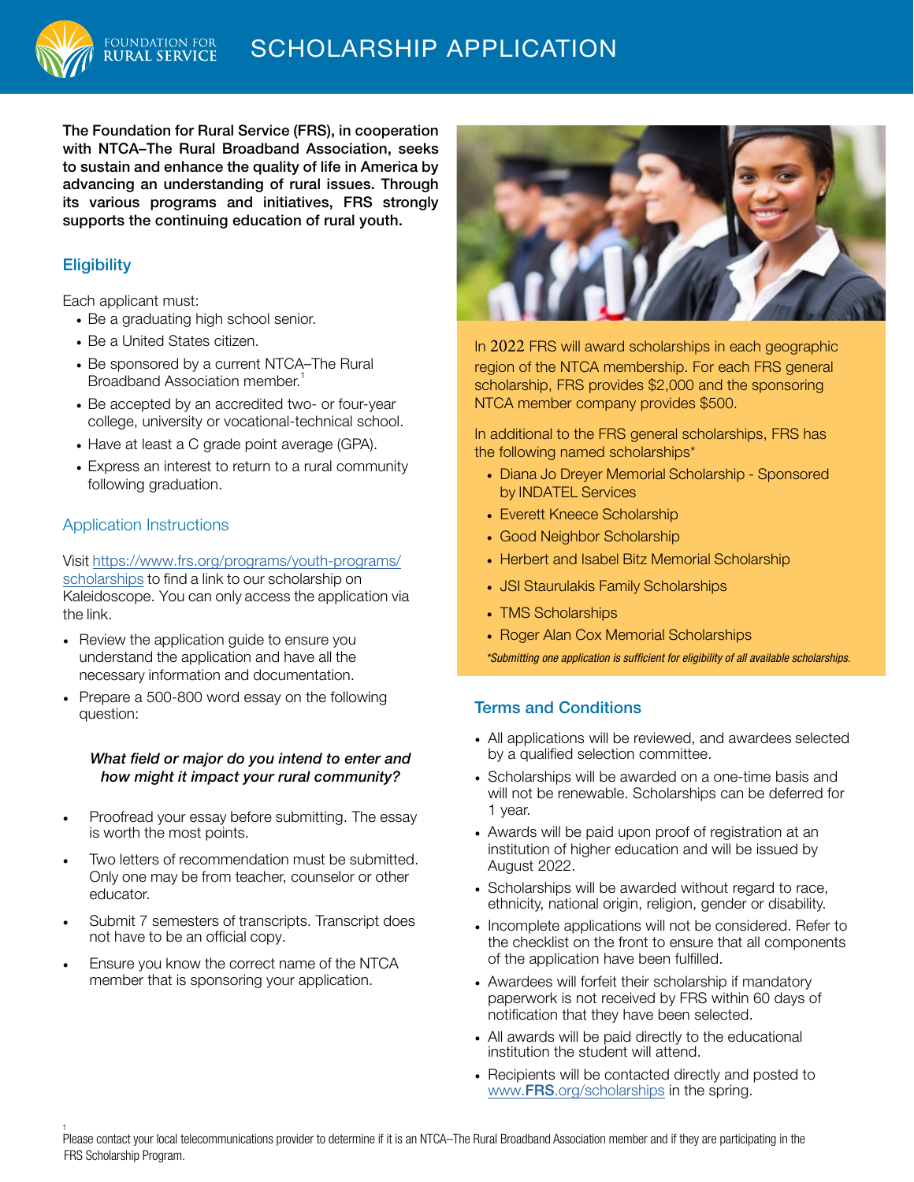# SCHOLARSHIP APPLICATION

The Foundation for Rural Service (FRS), in cooperation with NTCA–The Rural Broadband Association, seeks to sustain and enhance the quality of life in America by advancing an understanding of rural issues. Through its various programs and initiatives, FRS strongly supports the continuing education of rural youth.

## Eligibility

Each applicant must:

- Be a graduating high school senior.
- Be a United States citizen.
- Be sponsored by a current NTCA–The Rural Broadband Association member.[1]
- Be accepted by an accredited two- or four-year college, university or vocational-technical school.
- Have at least a C grade point average (GPA).
- Express an interest to return to a rural community following graduation.

## Application Instructions

Visit [https://www.frs.org/programs/youth-programs/scholarships](https://www.frs.org/programs/youth-programs/scholarships) to find a link to our scholarship on Kaleidoscope. You can only access the application via the link.

- Review the application guide to ensure you understand the application and have all the necessary information and documentation.
- Prepare a 500-800 word essay on the following question:

***What field or major do you intend to enter and how might it impact your rural community?***

- Proofread your essay before submitting. The essay is worth the most points.
- Two letters of recommendation must be submitted. Only one may be from teacher, counselor or other educator.
- Submit 7 semesters of transcripts. Transcript does not have to be an official copy.
- Ensure you know the correct name of the NTCA member that is sponsoring your application.

In 2022 FRS will award scholarships in each geographic region of the NTCA membership. For each FRS general scholarship, FRS provides $2,000 and the sponsoring NTCA member company provides $500.

In additional to the FRS general scholarships, FRS has the following named scholarships*

- Diana Jo Dreyer Memorial Scholarship - Sponsored by INDATEL Services
- Everett Kneece Scholarship
- Good Neighbor Scholarship
- Herbert and Isabel Bitz Memorial Scholarship
- JSI Staurulakis Family Scholarships
- TMS Scholarships
- Roger Alan Cox Memorial Scholarships

*\*Submitting one application is sufficient for eligibility of all available scholarships.*

## Terms and Conditions

- All applications will be reviewed, and awardees selected by a qualified selection committee.
- Scholarships will be awarded on a one-time basis and will not be renewable. Scholarships can be deferred for 1 year.
- Awards will be paid upon proof of registration at an institution of higher education and will be issued by August 2022.
- Scholarships will be awarded without regard to race, ethnicity, national origin, religion, gender or disability.
- Incomplete applications will not be considered. Refer to the checklist on the front to ensure that all components of the application have been fulfilled.
- Awardees will forfeit their scholarship if mandatory paperwork is not received by FRS within 60 days of notification that they have been selected.
- All awards will be paid directly to the educational institution the student will attend.
- Recipients will be contacted directly and posted to [www.FRS.org/scholarships](www.FRS.org/scholarships) in the spring.

[1] Please contact your local telecommunications provider to determine if it is an NTCA–The Rural Broadband Association member and if they are participating in the FRS Scholarship Program.